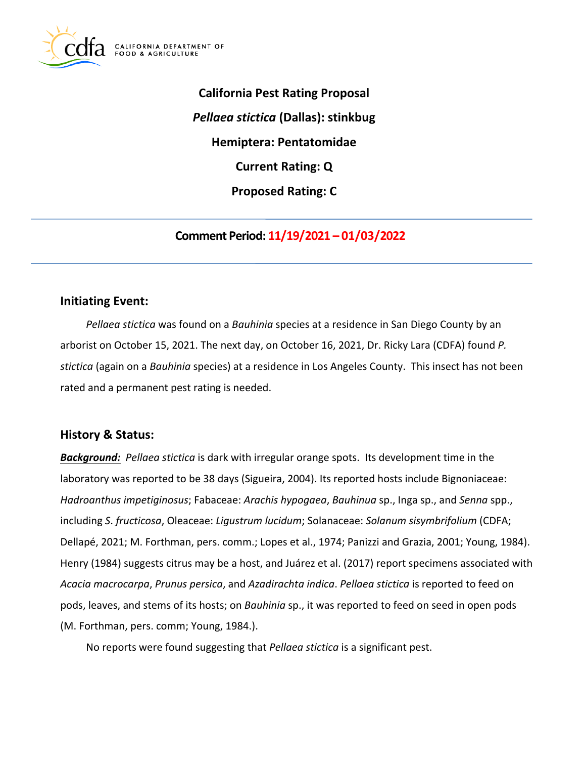CALIFORNIA DEPARTMENT OF FOOD & AGRICULTURE

# California Pest Rating Proposal

## *Pellaea stictica* (Dallas): stinkbug

## Hemiptera: Pentatomidae

## Current Rating: Q

## Proposed Rating: C

---

**Comment Period: 11/19/2021 – 01/03/2022**

---

## Initiating Event:

*Pellaea stictica* was found on a *Bauhinia* species at a residence in San Diego County by an arborist on October 15, 2021. The next day, on October 16, 2021, Dr. Ricky Lara (CDFA) found *P. stictica* (again on a *Bauhinia* species) at a residence in Los Angeles County. This insect has not been rated and a permanent pest rating is needed.

## History & Status:

***Background:*** *Pellaea stictica* is dark with irregular orange spots. Its development time in the laboratory was reported to be 38 days (Sigueira, 2004). Its reported hosts include Bignoniaceae: *Hadroanthus impetiginosus*; Fabaceae: *Arachis hypogaea*, *Bauhinua* sp., Inga sp., and *Senna* spp., including *S. fructicosa*, Oleaceae: *Ligustrum lucidum*; Solanaceae: *Solanum sisymbrifolium* (CDFA; Dellapé, 2021; M. Forthman, pers. comm.; Lopes et al., 1974; Panizzi and Grazia, 2001; Young, 1984). Henry (1984) suggests citrus may be a host, and Juárez et al. (2017) report specimens associated with *Acacia macrocarpa*, *Prunus persica*, and *Azadirachta indica*. *Pellaea stictica* is reported to feed on pods, leaves, and stems of its hosts; on *Bauhinia* sp., it was reported to feed on seed in open pods (M. Forthman, pers. comm; Young, 1984.).

No reports were found suggesting that *Pellaea stictica* is a significant pest.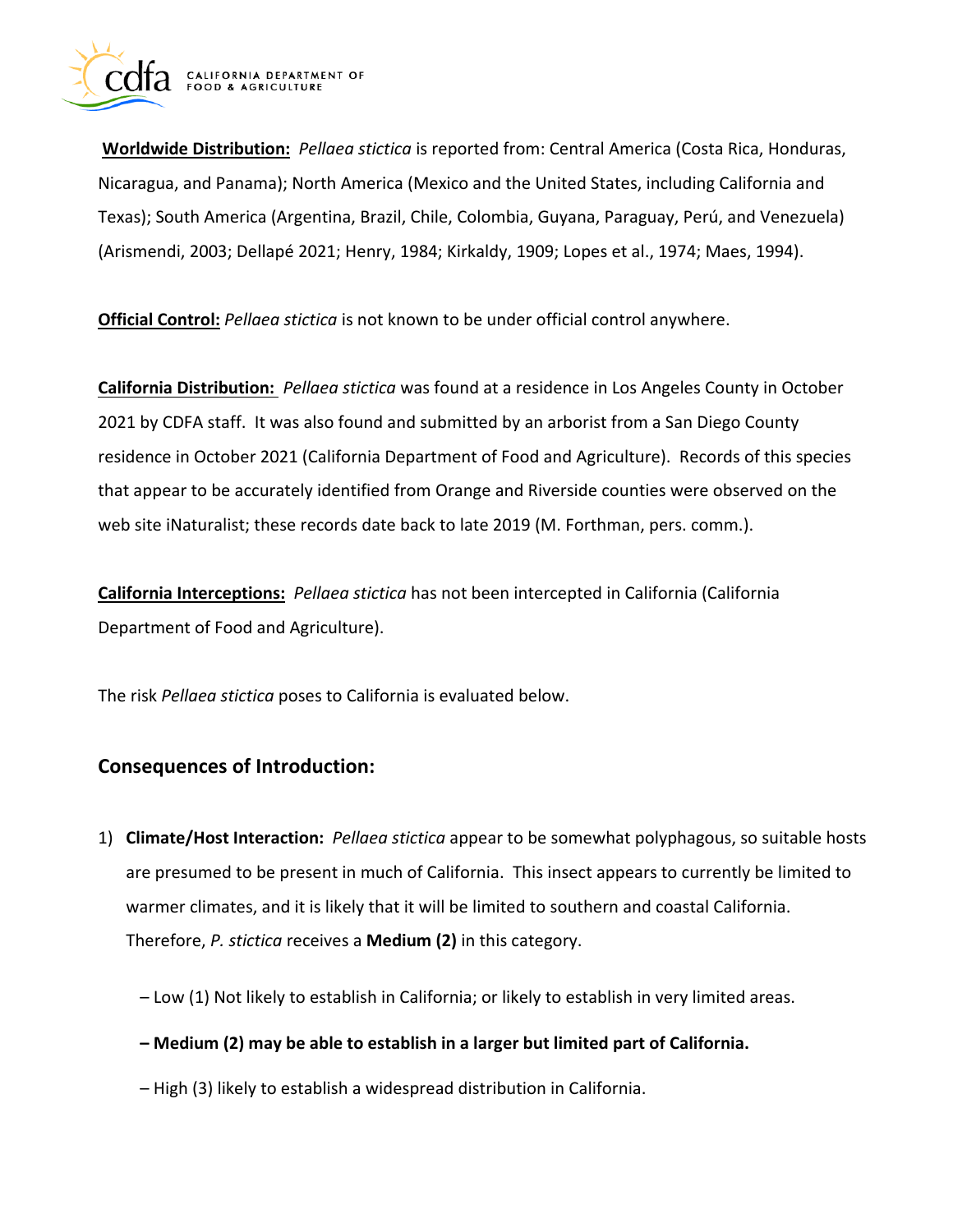**Worldwide Distribution:** *Pellaea stictica* is reported from: Central America (Costa Rica, Honduras, Nicaragua, and Panama); North America (Mexico and the United States, including California and Texas); South America (Argentina, Brazil, Chile, Colombia, Guyana, Paraguay, Perú, and Venezuela) (Arismendi, 2003; Dellapé 2021; Henry, 1984; Kirkaldy, 1909; Lopes et al., 1974; Maes, 1994).

**Official Control:** *Pellaea stictica* is not known to be under official control anywhere.

**California Distribution:** *Pellaea stictica* was found at a residence in Los Angeles County in October 2021 by CDFA staff. It was also found and submitted by an arborist from a San Diego County residence in October 2021 (California Department of Food and Agriculture). Records of this species that appear to be accurately identified from Orange and Riverside counties were observed on the web site iNaturalist; these records date back to late 2019 (M. Forthman, pers. comm.).

**California Interceptions:** *Pellaea stictica* has not been intercepted in California (California Department of Food and Agriculture).

The risk *Pellaea stictica* poses to California is evaluated below.

## Consequences of Introduction:

1) **Climate/Host Interaction:** *Pellaea stictica* appear to be somewhat polyphagous, so suitable hosts are presumed to be present in much of California. This insect appears to currently be limited to warmer climates, and it is likely that it will be limited to southern and coastal California. Therefore, *P. stictica* receives a **Medium (2)** in this category.

   – Low (1) Not likely to establish in California; or likely to establish in very limited areas.

   **– Medium (2) may be able to establish in a larger but limited part of California.**

   – High (3) likely to establish a widespread distribution in California.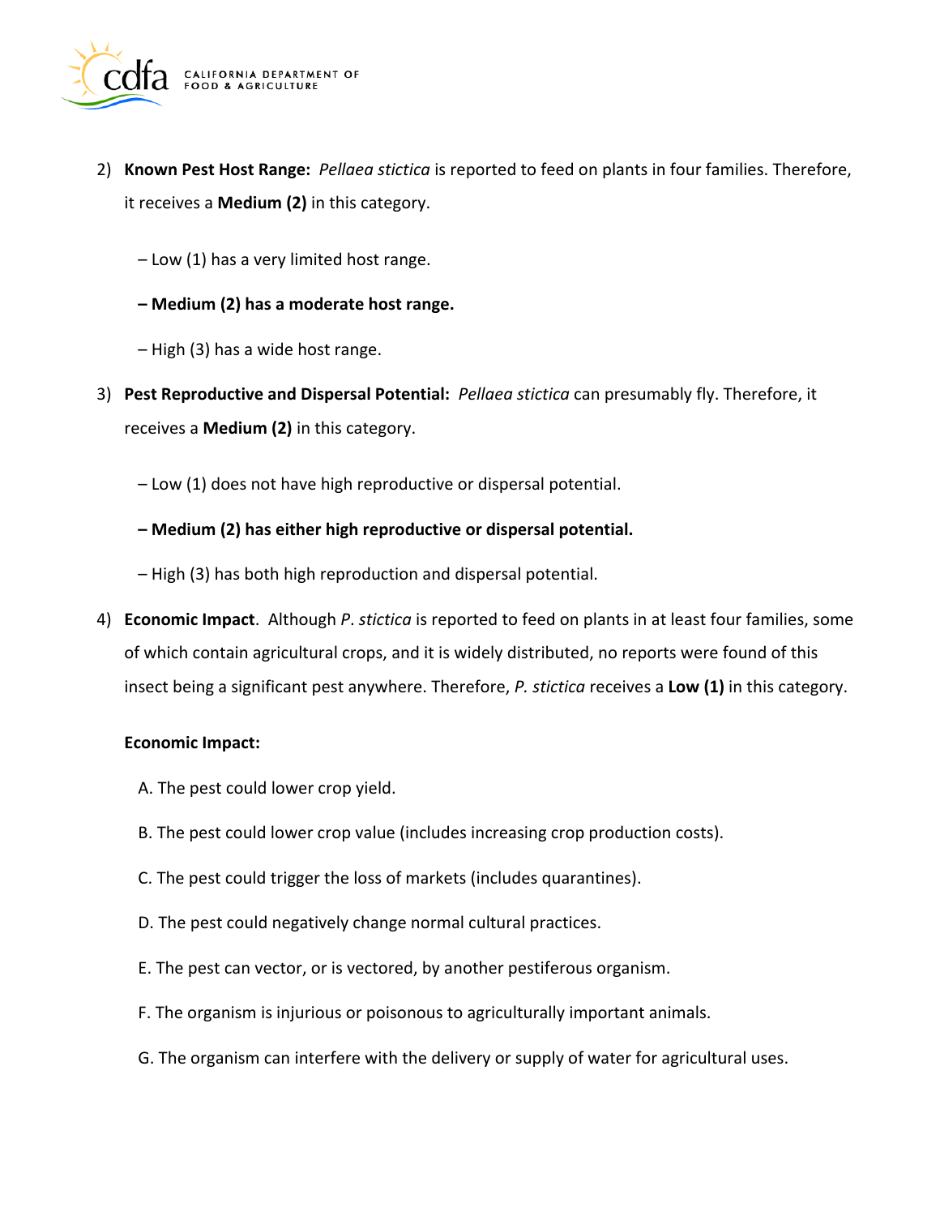2) **Known Pest Host Range:** *Pellaea stictica* is reported to feed on plants in four families. Therefore, it receives a **Medium (2)** in this category.

   – Low (1) has a very limited host range.

   **– Medium (2) has a moderate host range.**

   – High (3) has a wide host range.

3) **Pest Reproductive and Dispersal Potential:** *Pellaea stictica* can presumably fly. Therefore, it receives a **Medium (2)** in this category.

   – Low (1) does not have high reproductive or dispersal potential.

   **– Medium (2) has either high reproductive or dispersal potential.**

   – High (3) has both high reproduction and dispersal potential.

4) **Economic Impact**. Although *P. stictica* is reported to feed on plants in at least four families, some of which contain agricultural crops, and it is widely distributed, no reports were found of this insect being a significant pest anywhere. Therefore, *P. stictica* receives a **Low (1)** in this category.

   **Economic Impact:**

   A. The pest could lower crop yield.

   B. The pest could lower crop value (includes increasing crop production costs).

   C. The pest could trigger the loss of markets (includes quarantines).

   D. The pest could negatively change normal cultural practices.

   E. The pest can vector, or is vectored, by another pestiferous organism.

   F. The organism is injurious or poisonous to agriculturally important animals.

   G. The organism can interfere with the delivery or supply of water for agricultural uses.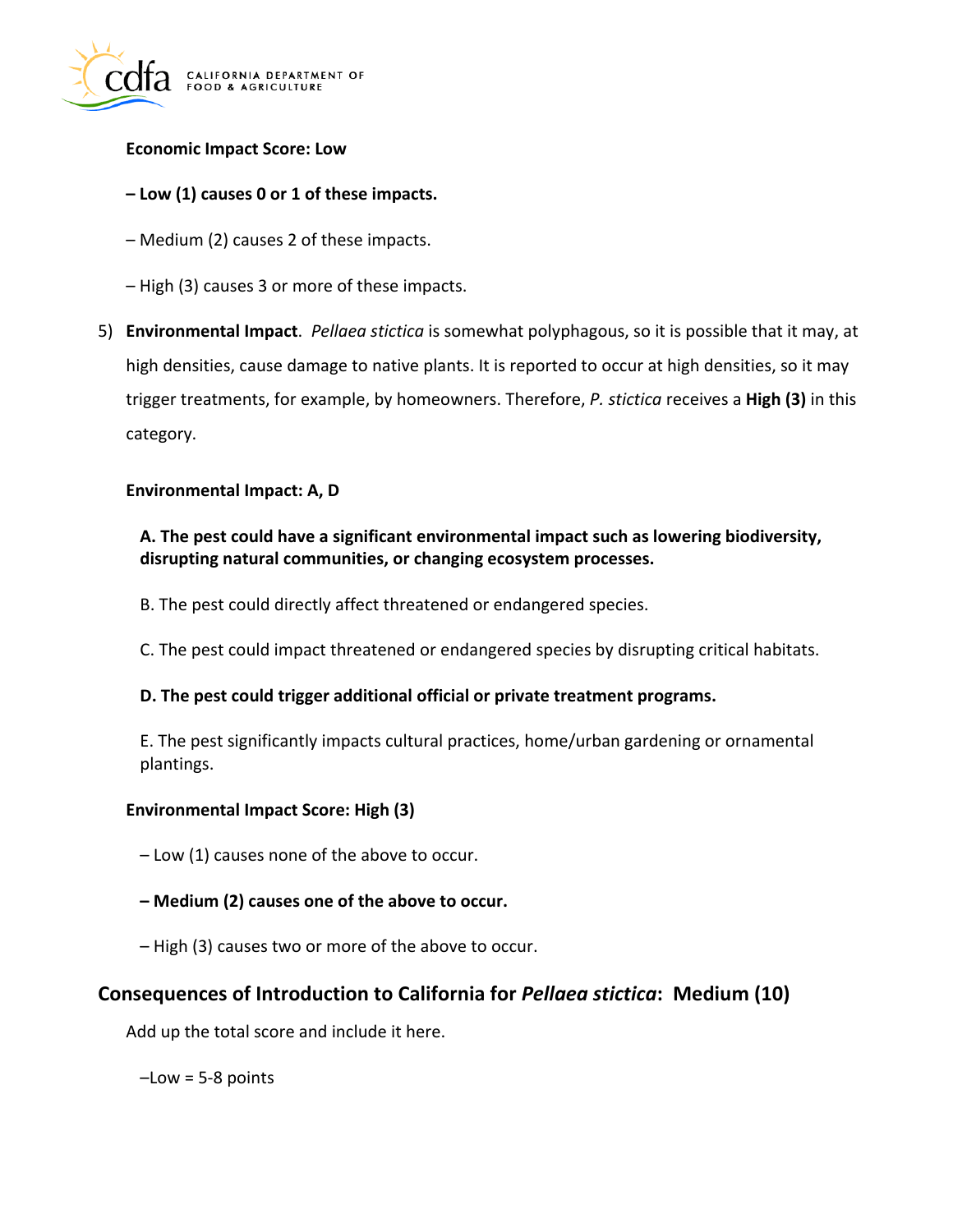**Economic Impact Score: Low**

**– Low (1) causes 0 or 1 of these impacts.**

– Medium (2) causes 2 of these impacts.

– High (3) causes 3 or more of these impacts.

5) **Environmental Impact**. *Pellaea stictica* is somewhat polyphagous, so it is possible that it may, at high densities, cause damage to native plants. It is reported to occur at high densities, so it may trigger treatments, for example, by homeowners. Therefore, *P. stictica* receives a **High (3)** in this category.

**Environmental Impact: A, D**

**A. The pest could have a significant environmental impact such as lowering biodiversity, disrupting natural communities, or changing ecosystem processes.**

B. The pest could directly affect threatened or endangered species.

C. The pest could impact threatened or endangered species by disrupting critical habitats.

**D. The pest could trigger additional official or private treatment programs.**

E. The pest significantly impacts cultural practices, home/urban gardening or ornamental plantings.

**Environmental Impact Score: High (3)**

– Low (1) causes none of the above to occur.

**– Medium (2) causes one of the above to occur.**

– High (3) causes two or more of the above to occur.

## Consequences of Introduction to California for *Pellaea stictica*: Medium (10)

Add up the total score and include it here.

–Low = 5-8 points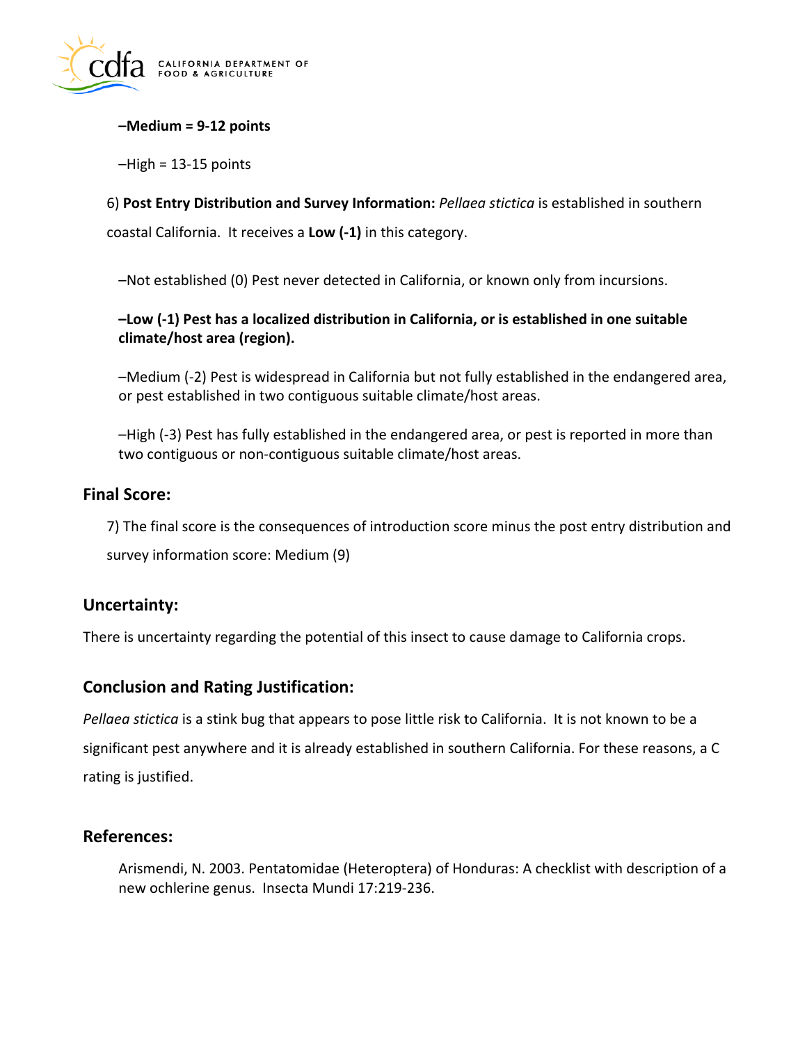**–Medium = 9-12 points**

–High = 13-15 points

6) **Post Entry Distribution and Survey Information:** *Pellaea stictica* is established in southern coastal California. It receives a **Low (-1)** in this category.

–Not established (0) Pest never detected in California, or known only from incursions.

**–Low (-1) Pest has a localized distribution in California, or is established in one suitable climate/host area (region).**

–Medium (-2) Pest is widespread in California but not fully established in the endangered area, or pest established in two contiguous suitable climate/host areas.

–High (-3) Pest has fully established in the endangered area, or pest is reported in more than two contiguous or non-contiguous suitable climate/host areas.

## Final Score:

7) The final score is the consequences of introduction score minus the post entry distribution and survey information score: Medium (9)

## Uncertainty:

There is uncertainty regarding the potential of this insect to cause damage to California crops.

## Conclusion and Rating Justification:

*Pellaea stictica* is a stink bug that appears to pose little risk to California. It is not known to be a significant pest anywhere and it is already established in southern California. For these reasons, a C rating is justified.

## References:

Arismendi, N. 2003. Pentatomidae (Heteroptera) of Honduras: A checklist with description of a new ochlerine genus. Insecta Mundi 17:219-236.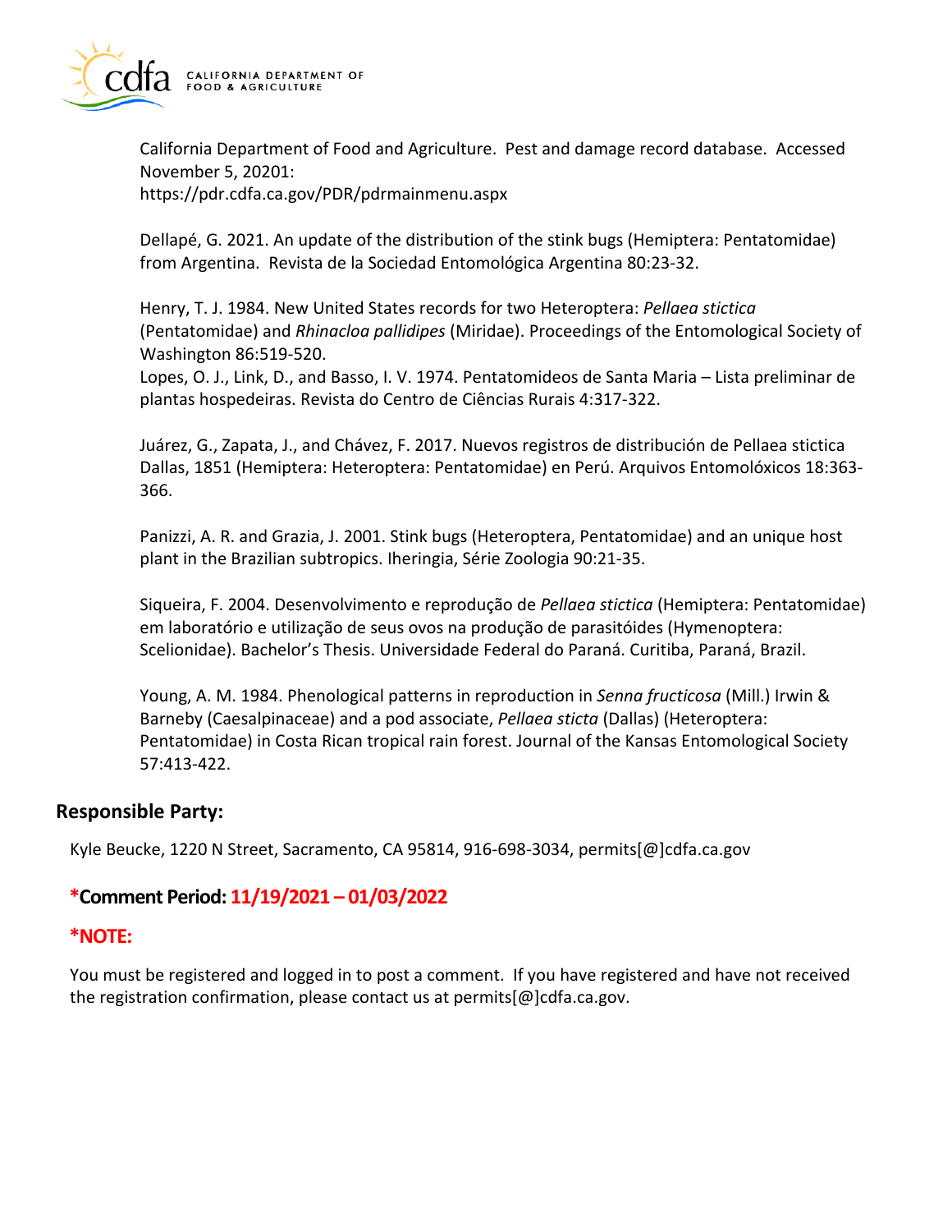California Department of Food and Agriculture. Pest and damage record database. Accessed November 5, 20201: https://pdr.cdfa.ca.gov/PDR/pdrmainmenu.aspx

Dellapé, G. 2021. An update of the distribution of the stink bugs (Hemiptera: Pentatomidae) from Argentina. Revista de la Sociedad Entomológica Argentina 80:23-32.

Henry, T. J. 1984. New United States records for two Heteroptera: *Pellaea stictica* (Pentatomidae) and *Rhinacloa pallidipes* (Miridae). Proceedings of the Entomological Society of Washington 86:519-520.
Lopes, O. J., Link, D., and Basso, I. V. 1974. Pentatomideos de Santa Maria – Lista preliminar de plantas hospedeiras. Revista do Centro de Ciências Rurais 4:317-322.

Juárez, G., Zapata, J., and Chávez, F. 2017. Nuevos registros de distribución de Pellaea stictica Dallas, 1851 (Hemiptera: Heteroptera: Pentatomidae) en Perú. Arquivos Entomolóxicos 18:363-366.

Panizzi, A. R. and Grazia, J. 2001. Stink bugs (Heteroptera, Pentatomidae) and an unique host plant in the Brazilian subtropics. Iheringia, Série Zoologia 90:21-35.

Siqueira, F. 2004. Desenvolvimento e reprodução de *Pellaea stictica* (Hemiptera: Pentatomidae) em laboratório e utilização de seus ovos na produção de parasitóides (Hymenoptera: Scelionidae). Bachelor's Thesis. Universidade Federal do Paraná. Curitiba, Paraná, Brazil.

Young, A. M. 1984. Phenological patterns in reproduction in *Senna fructicosa* (Mill.) Irwin & Barneby (Caesalpinaceae) and a pod associate, *Pellaea sticta* (Dallas) (Heteroptera: Pentatomidae) in Costa Rican tropical rain forest. Journal of the Kansas Entomological Society 57:413-422.

## Responsible Party:

Kyle Beucke, 1220 N Street, Sacramento, CA 95814, 916-698-3034, permits[@]cdfa.ca.gov

### *Comment Period: 11/19/2021 – 01/03/2022

### *NOTE:

You must be registered and logged in to post a comment. If you have registered and have not received the registration confirmation, please contact us at permits[@]cdfa.ca.gov.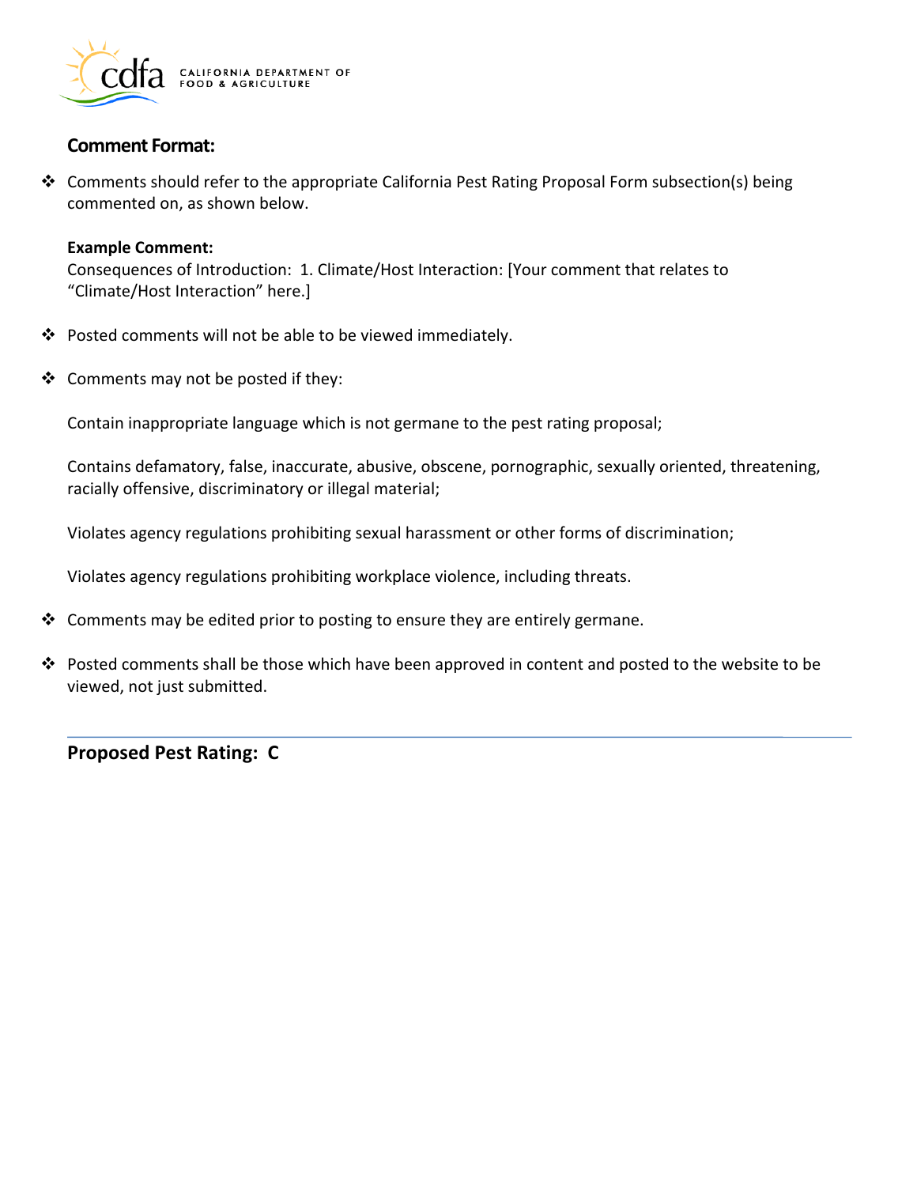**Comment Format:**

- Comments should refer to the appropriate California Pest Rating Proposal Form subsection(s) being commented on, as shown below.

  **Example Comment:**
  Consequences of Introduction: 1. Climate/Host Interaction: [Your comment that relates to "Climate/Host Interaction" here.]

- Posted comments will not be able to be viewed immediately.

- Comments may not be posted if they:

  Contain inappropriate language which is not germane to the pest rating proposal;

  Contains defamatory, false, inaccurate, abusive, obscene, pornographic, sexually oriented, threatening, racially offensive, discriminatory or illegal material;

  Violates agency regulations prohibiting sexual harassment or other forms of discrimination;

  Violates agency regulations prohibiting workplace violence, including threats.

- Comments may be edited prior to posting to ensure they are entirely germane.

- Posted comments shall be those which have been approved in content and posted to the website to be viewed, not just submitted.

---

## Proposed Pest Rating: C